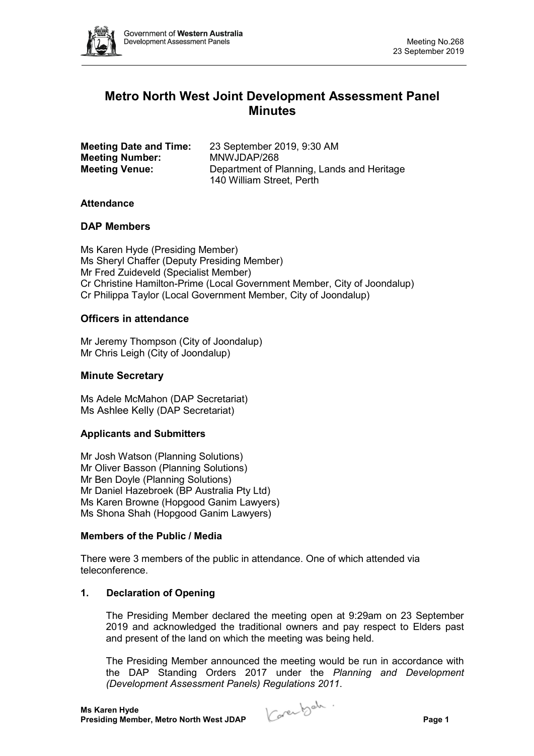# Metro North West Joint Development Assessment Panel Minutes

**Meeting Date and Time:** 23 September 2019, 9:30 AM
**Meeting Number:** MNWJDAP/268
**Meeting Venue:** Department of Planning, Lands and Heritage
140 William Street, Perth

### Attendance

### DAP Members

Ms Karen Hyde (Presiding Member)
Ms Sheryl Chaffer (Deputy Presiding Member)
Mr Fred Zuideveld (Specialist Member)
Cr Christine Hamilton-Prime (Local Government Member, City of Joondalup)
Cr Philippa Taylor (Local Government Member, City of Joondalup)

### Officers in attendance

Mr Jeremy Thompson (City of Joondalup)
Mr Chris Leigh (City of Joondalup)

### Minute Secretary

Ms Adele McMahon (DAP Secretariat)
Ms Ashlee Kelly (DAP Secretariat)

### Applicants and Submitters

Mr Josh Watson (Planning Solutions)
Mr Oliver Basson (Planning Solutions)
Mr Ben Doyle (Planning Solutions)
Mr Daniel Hazebroek (BP Australia Pty Ltd)
Ms Karen Browne (Hopgood Ganim Lawyers)
Ms Shona Shah (Hopgood Ganim Lawyers)

### Members of the Public / Media

There were 3 members of the public in attendance. One of which attended via teleconference.

## 1. Declaration of Opening

The Presiding Member declared the meeting open at 9:29am on 23 September 2019 and acknowledged the traditional owners and pay respect to Elders past and present of the land on which the meeting was being held.

The Presiding Member announced the meeting would be run in accordance with the DAP Standing Orders 2017 under the *Planning and Development (Development Assessment Panels) Regulations 2011*.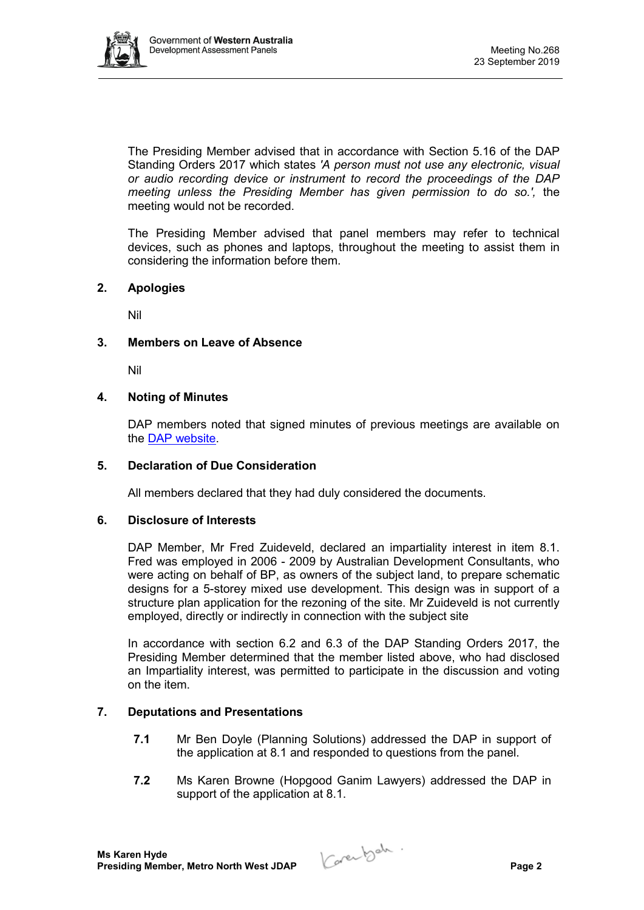The Presiding Member advised that in accordance with Section 5.16 of the DAP Standing Orders 2017 which states *'A person must not use any electronic, visual or audio recording device or instrument to record the proceedings of the DAP meeting unless the Presiding Member has given permission to do so.',* the meeting would not be recorded.

The Presiding Member advised that panel members may refer to technical devices, such as phones and laptops, throughout the meeting to assist them in considering the information before them.

## 2. Apologies

Nil

## 3. Members on Leave of Absence

Nil

## 4. Noting of Minutes

DAP members noted that signed minutes of previous meetings are available on the DAP website.

## 5. Declaration of Due Consideration

All members declared that they had duly considered the documents.

## 6. Disclosure of Interests

DAP Member, Mr Fred Zuideveld, declared an impartiality interest in item 8.1. Fred was employed in 2006 - 2009 by Australian Development Consultants, who were acting on behalf of BP, as owners of the subject land, to prepare schematic designs for a 5-storey mixed use development. This design was in support of a structure plan application for the rezoning of the site. Mr Zuideveld is not currently employed, directly or indirectly in connection with the subject site

In accordance with section 6.2 and 6.3 of the DAP Standing Orders 2017, the Presiding Member determined that the member listed above, who had disclosed an Impartiality interest, was permitted to participate in the discussion and voting on the item.

## 7. Deputations and Presentations

**7.1** Mr Ben Doyle (Planning Solutions) addressed the DAP in support of the application at 8.1 and responded to questions from the panel.

**7.2** Ms Karen Browne (Hopgood Ganim Lawyers) addressed the DAP in support of the application at 8.1.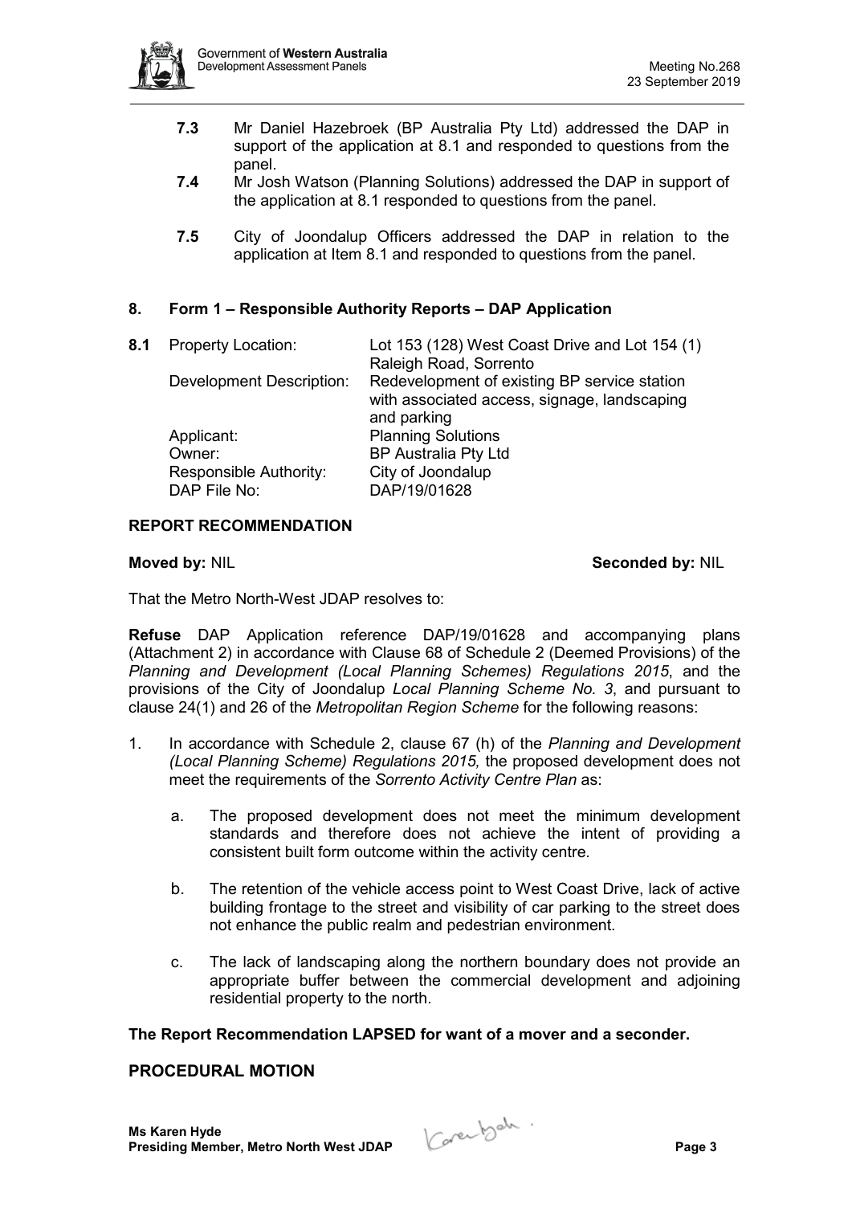**7.3** Mr Daniel Hazebroek (BP Australia Pty Ltd) addressed the DAP in support of the application at 8.1 and responded to questions from the panel.

**7.4** Mr Josh Watson (Planning Solutions) addressed the DAP in support of the application at 8.1 responded to questions from the panel.

**7.5** City of Joondalup Officers addressed the DAP in relation to the application at Item 8.1 and responded to questions from the panel.

## 8. Form 1 – Responsible Authority Reports – DAP Application

**8.1**

| | |
|---|---|
| Property Location: | Lot 153 (128) West Coast Drive and Lot 154 (1) Raleigh Road, Sorrento |
| Development Description: | Redevelopment of existing BP service station with associated access, signage, landscaping and parking |
| Applicant: | Planning Solutions |
| Owner: | BP Australia Pty Ltd |
| Responsible Authority: | City of Joondalup |
| DAP File No: | DAP/19/01628 |

### REPORT RECOMMENDATION

**Moved by:** NIL **Seconded by:** NIL

That the Metro North-West JDAP resolves to:

**Refuse** DAP Application reference DAP/19/01628 and accompanying plans (Attachment 2) in accordance with Clause 68 of Schedule 2 (Deemed Provisions) of the *Planning and Development (Local Planning Schemes) Regulations 2015*, and the provisions of the City of Joondalup *Local Planning Scheme No. 3*, and pursuant to clause 24(1) and 26 of the *Metropolitan Region Scheme* for the following reasons:

1. In accordance with Schedule 2, clause 67 (h) of the *Planning and Development (Local Planning Scheme) Regulations 2015,* the proposed development does not meet the requirements of the *Sorrento Activity Centre Plan* as:

   a. The proposed development does not meet the minimum development standards and therefore does not achieve the intent of providing a consistent built form outcome within the activity centre.

   b. The retention of the vehicle access point to West Coast Drive, lack of active building frontage to the street and visibility of car parking to the street does not enhance the public realm and pedestrian environment.

   c. The lack of landscaping along the northern boundary does not provide an appropriate buffer between the commercial development and adjoining residential property to the north.

**The Report Recommendation LAPSED for want of a mover and a seconder.**

### PROCEDURAL MOTION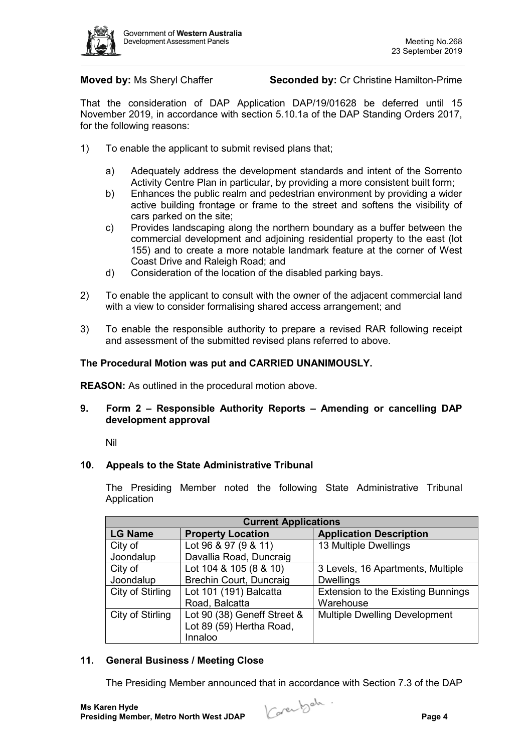**Moved by:** Ms Sheryl Chaffer **Seconded by:** Cr Christine Hamilton-Prime

That the consideration of DAP Application DAP/19/01628 be deferred until 15 November 2019, in accordance with section 5.10.1a of the DAP Standing Orders 2017, for the following reasons:

1) To enable the applicant to submit revised plans that;

   a) Adequately address the development standards and intent of the Sorrento Activity Centre Plan in particular, by providing a more consistent built form;
   b) Enhances the public realm and pedestrian environment by providing a wider active building frontage or frame to the street and softens the visibility of cars parked on the site;
   c) Provides landscaping along the northern boundary as a buffer between the commercial development and adjoining residential property to the east (lot 155) and to create a more notable landmark feature at the corner of West Coast Drive and Raleigh Road; and
   d) Consideration of the location of the disabled parking bays.

2) To enable the applicant to consult with the owner of the adjacent commercial land with a view to consider formalising shared access arrangement; and

3) To enable the responsible authority to prepare a revised RAR following receipt and assessment of the submitted revised plans referred to above.

**The Procedural Motion was put and CARRIED UNANIMOUSLY.**

**REASON:** As outlined in the procedural motion above.

## 9. Form 2 – Responsible Authority Reports – Amending or cancelling DAP development approval

Nil

## 10. Appeals to the State Administrative Tribunal

The Presiding Member noted the following State Administrative Tribunal Application

| **Current Applications** | | |
|---|---|---|
| **LG Name** | **Property Location** | **Application Description** |
| City of Joondalup | Lot 96 & 97 (9 & 11) Davallia Road, Duncraig | 13 Multiple Dwellings |
| City of Joondalup | Lot 104 & 105 (8 & 10) Brechin Court, Duncraig | 3 Levels, 16 Apartments, Multiple Dwellings |
| City of Stirling | Lot 101 (191) Balcatta Road, Balcatta | Extension to the Existing Bunnings Warehouse |
| City of Stirling | Lot 90 (38) Geneff Street & Lot 89 (59) Hertha Road, Innaloo | Multiple Dwelling Development |

## 11. General Business / Meeting Close

The Presiding Member announced that in accordance with Section 7.3 of the DAP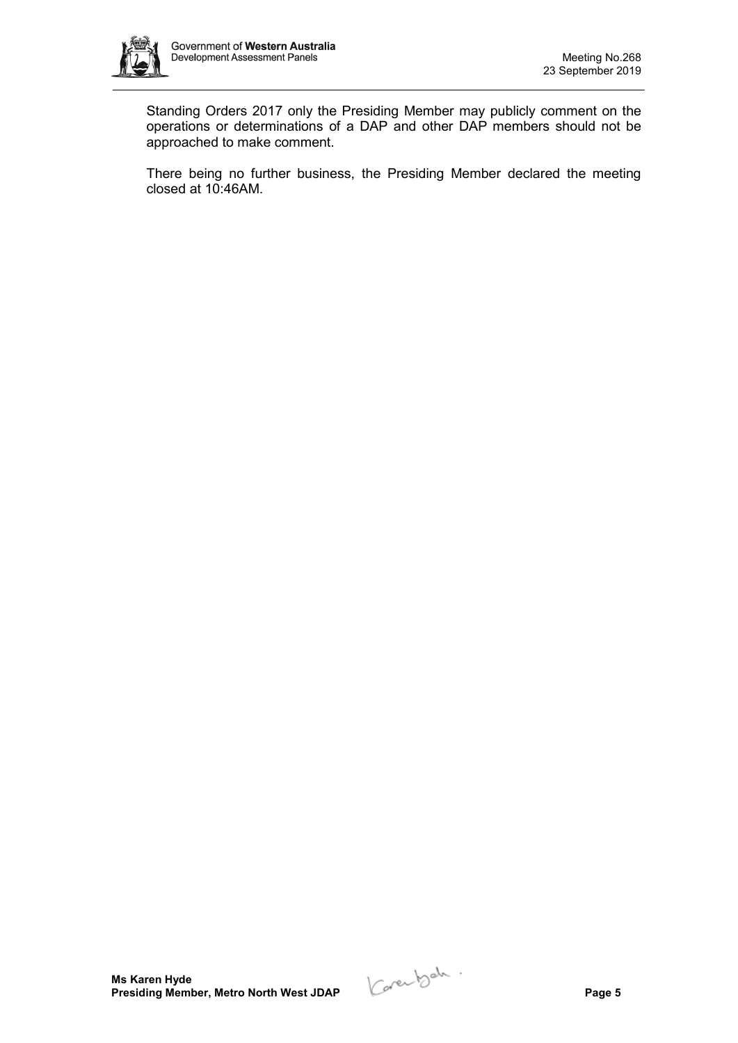Standing Orders 2017 only the Presiding Member may publicly comment on the operations or determinations of a DAP and other DAP members should not be approached to make comment.

There being no further business, the Presiding Member declared the meeting closed at 10:46AM.

**Ms Karen Hyde**
**Presiding Member, Metro North West JDAP**